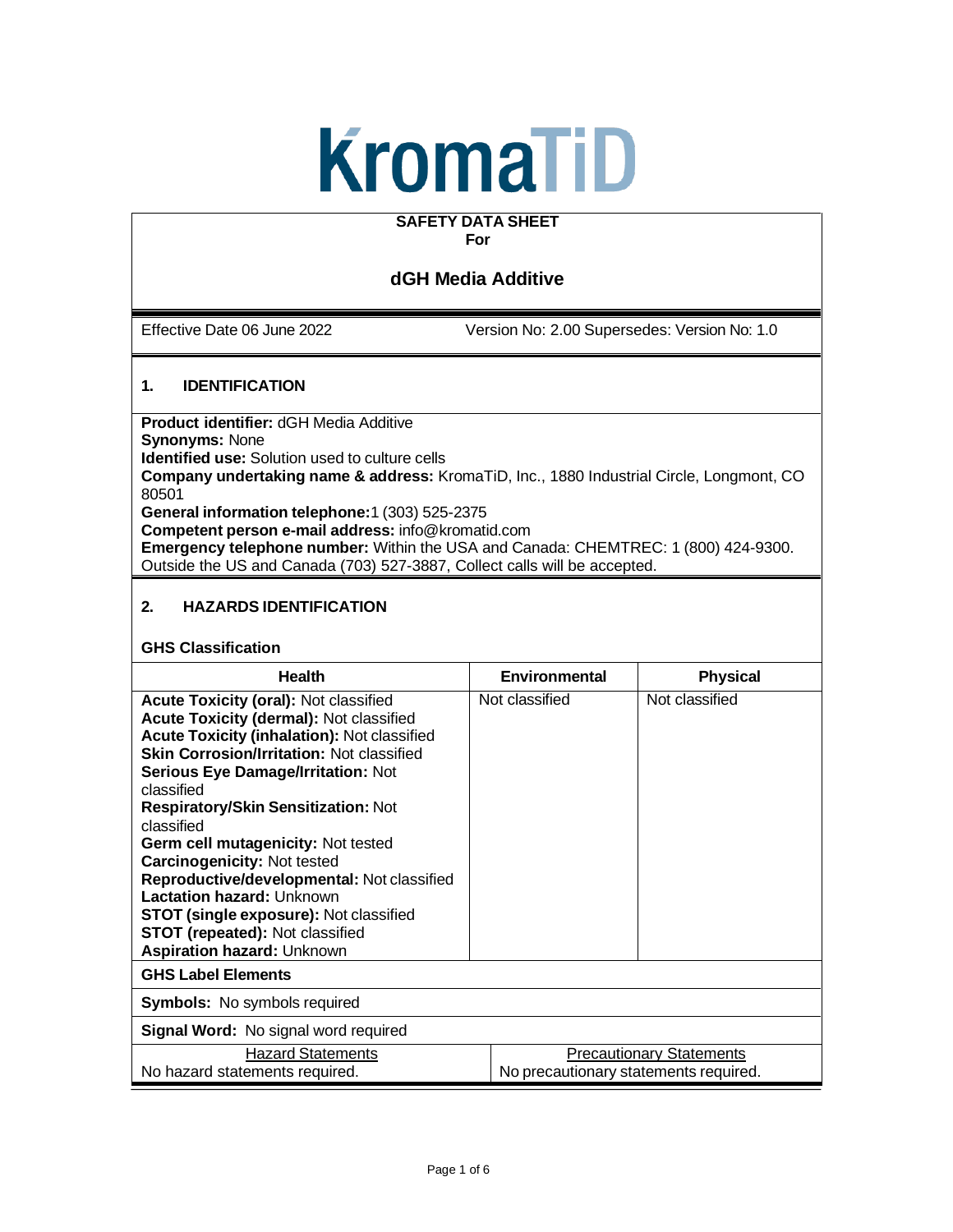KromaTiD

**SAFETY DATA SHEET**
**For**

## dGH Media Additive

Effective Date 06 June 2022 Version No: 2.00 Supersedes: Version No: 1.0

## 1. IDENTIFICATION

**Product identifier:** dGH Media Additive
**Synonyms:** None
**Identified use:** Solution used to culture cells
**Company undertaking name & address:** KromaTiD, Inc., 1880 Industrial Circle, Longmont, CO 80501
**General information telephone:** 1 (303) 525-2375
**Competent person e-mail address:** info@kromatid.com
**Emergency telephone number:** Within the USA and Canada: CHEMTREC: 1 (800) 424-9300. Outside the US and Canada (703) 527-3887, Collect calls will be accepted.

## 2. HAZARDS IDENTIFICATION

### GHS Classification

| Health | Environmental | Physical |
|---|---|---|
| **Acute Toxicity (oral):** Not classified<br>**Acute Toxicity (dermal):** Not classified<br>**Acute Toxicity (inhalation):** Not classified<br>**Skin Corrosion/Irritation:** Not classified<br>**Serious Eye Damage/Irritation:** Not classified<br>**Respiratory/Skin Sensitization:** Not classified<br>**Germ cell mutagenicity:** Not tested<br>**Carcinogenicity:** Not tested<br>**Reproductive/developmental:** Not classified<br>**Lactation hazard:** Unknown<br>**STOT (single exposure):** Not classified<br>**STOT (repeated):** Not classified<br>**Aspiration hazard:** Unknown | Not classified | Not classified |

**GHS Label Elements**

**Symbols:** No symbols required

**Signal Word:** No signal word required

| Hazard Statements | Precautionary Statements |
|---|---|
| No hazard statements required. | No precautionary statements required. |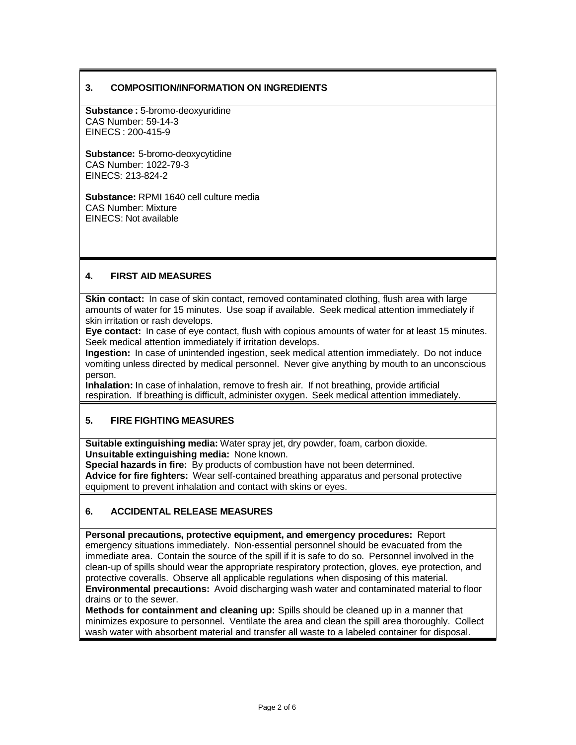## 3. COMPOSITION/INFORMATION ON INGREDIENTS

**Substance :** 5-bromo-deoxyuridine
CAS Number: 59-14-3
EINECS : 200-415-9

**Substance:** 5-bromo-deoxycytidine
CAS Number: 1022-79-3
EINECS: 213-824-2

**Substance:** RPMI 1640 cell culture media
CAS Number: Mixture
EINECS: Not available

## 4. FIRST AID MEASURES

**Skin contact:** In case of skin contact, removed contaminated clothing, flush area with large amounts of water for 15 minutes. Use soap if available. Seek medical attention immediately if skin irritation or rash develops.
**Eye contact:** In case of eye contact, flush with copious amounts of water for at least 15 minutes. Seek medical attention immediately if irritation develops.
**Ingestion:** In case of unintended ingestion, seek medical attention immediately. Do not induce vomiting unless directed by medical personnel. Never give anything by mouth to an unconscious person.
**Inhalation:** In case of inhalation, remove to fresh air. If not breathing, provide artificial respiration. If breathing is difficult, administer oxygen. Seek medical attention immediately.

## 5. FIRE FIGHTING MEASURES

**Suitable extinguishing media:** Water spray jet, dry powder, foam, carbon dioxide.
**Unsuitable extinguishing media:** None known.
**Special hazards in fire:** By products of combustion have not been determined.
**Advice for fire fighters:** Wear self-contained breathing apparatus and personal protective equipment to prevent inhalation and contact with skins or eyes.

## 6. ACCIDENTAL RELEASE MEASURES

**Personal precautions, protective equipment, and emergency procedures:** Report emergency situations immediately. Non-essential personnel should be evacuated from the immediate area. Contain the source of the spill if it is safe to do so. Personnel involved in the clean-up of spills should wear the appropriate respiratory protection, gloves, eye protection, and protective coveralls. Observe all applicable regulations when disposing of this material.
**Environmental precautions:** Avoid discharging wash water and contaminated material to floor drains or to the sewer.
**Methods for containment and cleaning up:** Spills should be cleaned up in a manner that minimizes exposure to personnel. Ventilate the area and clean the spill area thoroughly. Collect wash water with absorbent material and transfer all waste to a labeled container for disposal.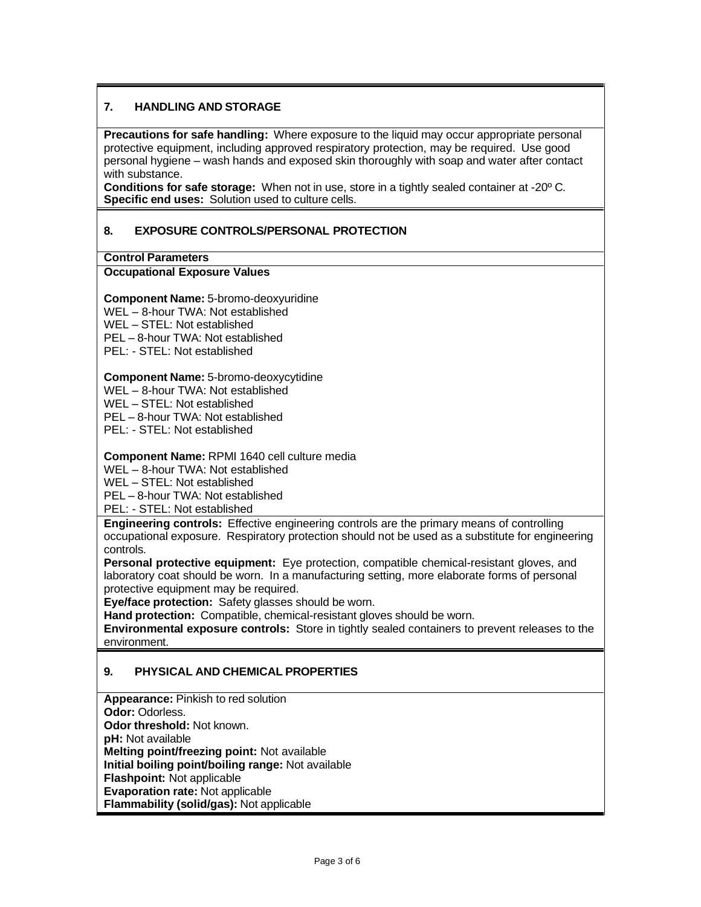## 7. HANDLING AND STORAGE

**Precautions for safe handling:** Where exposure to the liquid may occur appropriate personal protective equipment, including approved respiratory protection, may be required. Use good personal hygiene – wash hands and exposed skin thoroughly with soap and water after contact with substance.
**Conditions for safe storage:** When not in use, store in a tightly sealed container at -20º C.
**Specific end uses:** Solution used to culture cells.

## 8. EXPOSURE CONTROLS/PERSONAL PROTECTION

**Control Parameters**

**Occupational Exposure Values**

**Component Name:** 5-bromo-deoxyuridine
WEL – 8-hour TWA: Not established
WEL – STEL: Not established
PEL – 8-hour TWA: Not established
PEL: - STEL: Not established

**Component Name:** 5-bromo-deoxycytidine
WEL – 8-hour TWA: Not established
WEL – STEL: Not established
PEL – 8-hour TWA: Not established
PEL: - STEL: Not established

**Component Name:** RPMI 1640 cell culture media
WEL – 8-hour TWA: Not established
WEL – STEL: Not established
PEL – 8-hour TWA: Not established
PEL: - STEL: Not established

**Engineering controls:** Effective engineering controls are the primary means of controlling occupational exposure. Respiratory protection should not be used as a substitute for engineering controls.
**Personal protective equipment:** Eye protection, compatible chemical-resistant gloves, and laboratory coat should be worn. In a manufacturing setting, more elaborate forms of personal protective equipment may be required.
**Eye/face protection:** Safety glasses should be worn.
**Hand protection:** Compatible, chemical-resistant gloves should be worn.
**Environmental exposure controls:** Store in tightly sealed containers to prevent releases to the environment.

## 9. PHYSICAL AND CHEMICAL PROPERTIES

**Appearance:** Pinkish to red solution
**Odor:** Odorless.
**Odor threshold:** Not known.
**pH:** Not available
**Melting point/freezing point:** Not available
**Initial boiling point/boiling range:** Not available
**Flashpoint:** Not applicable
**Evaporation rate:** Not applicable
**Flammability (solid/gas):** Not applicable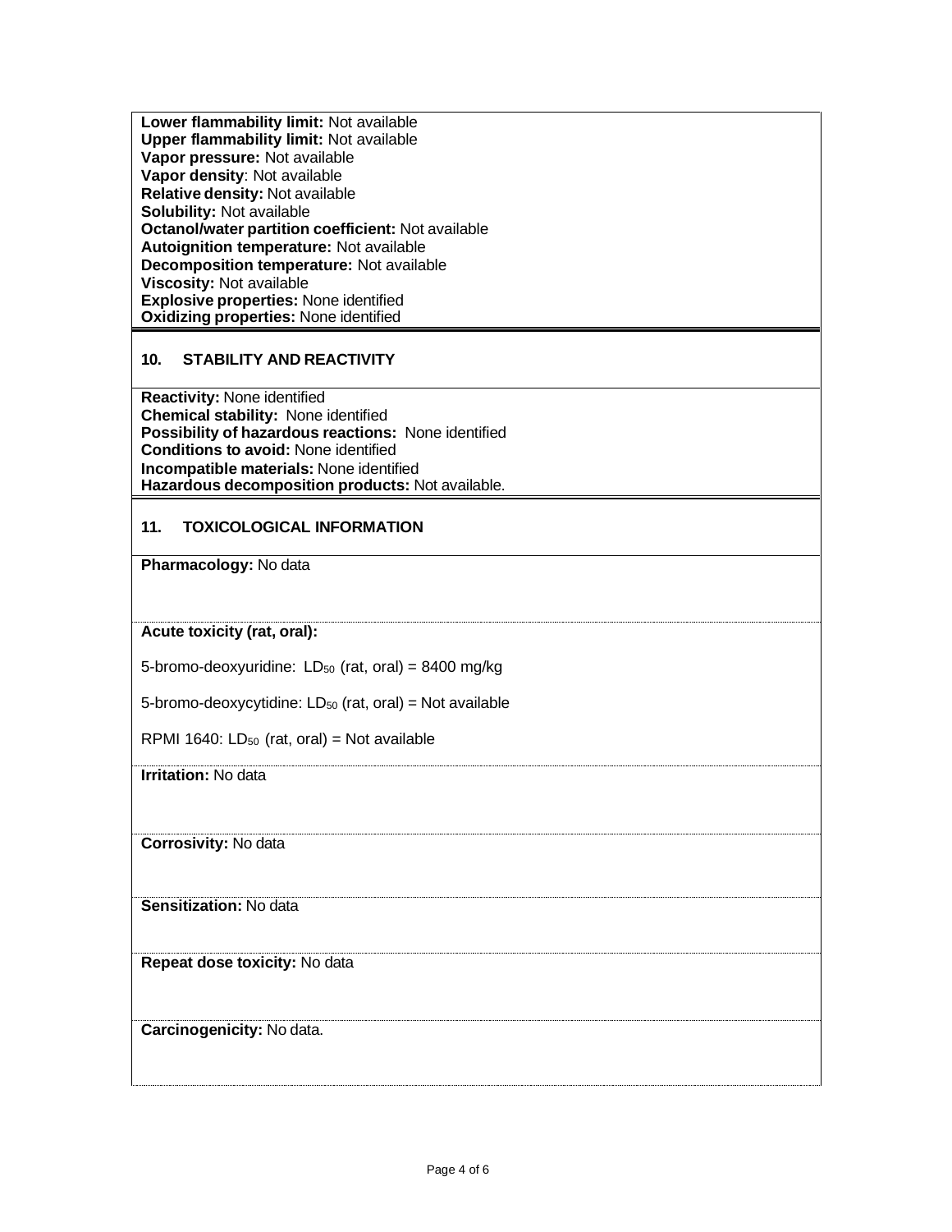**Lower flammability limit:** Not available
**Upper flammability limit:** Not available
**Vapor pressure:** Not available
**Vapor density**: Not available
**Relative density:** Not available
**Solubility:** Not available
**Octanol/water partition coefficient:** Not available
**Autoignition temperature:** Not available
**Decomposition temperature:** Not available
**Viscosity:** Not available
**Explosive properties:** None identified
**Oxidizing properties:** None identified

## 10. STABILITY AND REACTIVITY

**Reactivity:** None identified
**Chemical stability:** None identified
**Possibility of hazardous reactions:** None identified
**Conditions to avoid:** None identified
**Incompatible materials:** None identified
**Hazardous decomposition products:** Not available.

## 11. TOXICOLOGICAL INFORMATION

**Pharmacology:** No data

**Acute toxicity (rat, oral):**

5-bromo-deoxyuridine: $LD_{50}$ (rat, oral) = 8400 mg/kg

5-bromo-deoxycytidine: $LD_{50}$ (rat, oral) = Not available

RPMI 1640: $LD_{50}$ (rat, oral) = Not available

**Irritation:** No data

**Corrosivity:** No data

**Sensitization:** No data

**Repeat dose toxicity:** No data

**Carcinogenicity:** No data.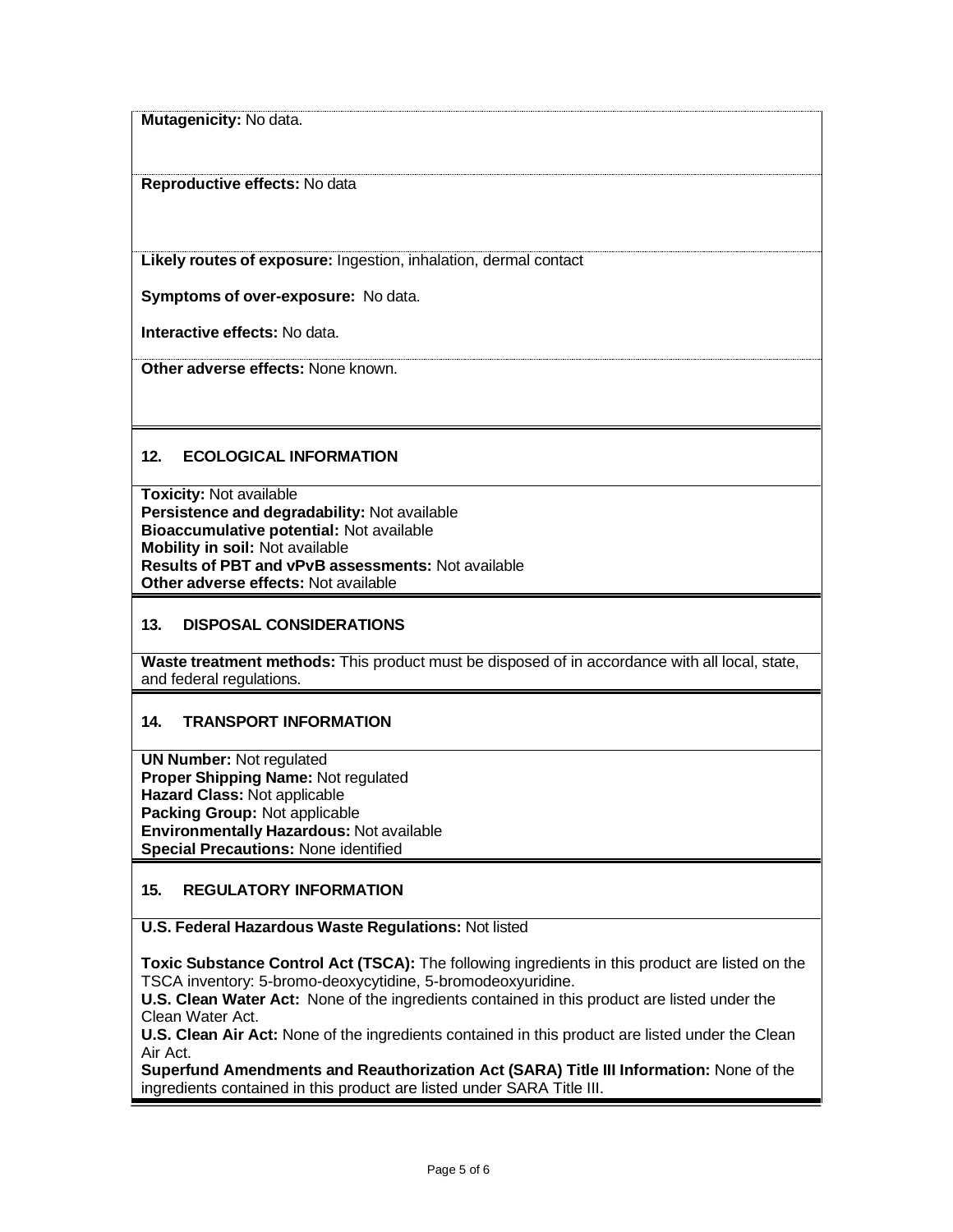**Mutagenicity:** No data.

**Reproductive effects:** No data

**Likely routes of exposure:** Ingestion, inhalation, dermal contact

**Symptoms of over-exposure:** No data.

**Interactive effects:** No data.

**Other adverse effects:** None known.

## 12. ECOLOGICAL INFORMATION

**Toxicity:** Not available
**Persistence and degradability:** Not available
**Bioaccumulative potential:** Not available
**Mobility in soil:** Not available
**Results of PBT and vPvB assessments:** Not available
**Other adverse effects:** Not available

## 13. DISPOSAL CONSIDERATIONS

**Waste treatment methods:** This product must be disposed of in accordance with all local, state, and federal regulations.

## 14. TRANSPORT INFORMATION

**UN Number:** Not regulated
**Proper Shipping Name:** Not regulated
**Hazard Class:** Not applicable
**Packing Group:** Not applicable
**Environmentally Hazardous:** Not available
**Special Precautions:** None identified

## 15. REGULATORY INFORMATION

**U.S. Federal Hazardous Waste Regulations:** Not listed

**Toxic Substance Control Act (TSCA):** The following ingredients in this product are listed on the TSCA inventory: 5-bromo-deoxycytidine, 5-bromodeoxyuridine.
**U.S. Clean Water Act:** None of the ingredients contained in this product are listed under the Clean Water Act.
**U.S. Clean Air Act:** None of the ingredients contained in this product are listed under the Clean Air Act.
**Superfund Amendments and Reauthorization Act (SARA) Title III Information:** None of the ingredients contained in this product are listed under SARA Title III.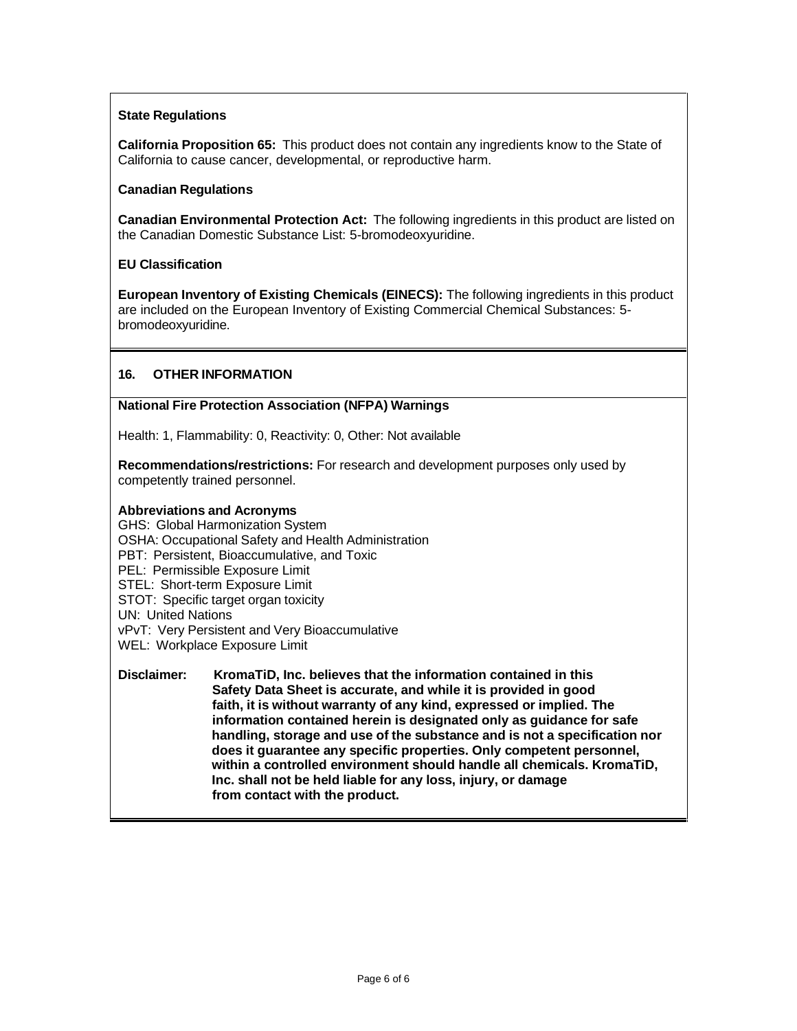### State Regulations

**California Proposition 65:** This product does not contain any ingredients know to the State of California to cause cancer, developmental, or reproductive harm.

### Canadian Regulations

**Canadian Environmental Protection Act:** The following ingredients in this product are listed on the Canadian Domestic Substance List: 5-bromodeoxyuridine.

### EU Classification

**European Inventory of Existing Chemicals (EINECS):** The following ingredients in this product are included on the European Inventory of Existing Commercial Chemical Substances: 5-bromodeoxyuridine.

## 16. OTHER INFORMATION

### National Fire Protection Association (NFPA) Warnings

Health: 1, Flammability: 0, Reactivity: 0, Other: Not available

**Recommendations/restrictions:** For research and development purposes only used by competently trained personnel.

### Abbreviations and Acronyms

GHS: Global Harmonization System
OSHA: Occupational Safety and Health Administration
PBT: Persistent, Bioaccumulative, and Toxic
PEL: Permissible Exposure Limit
STEL: Short-term Exposure Limit
STOT: Specific target organ toxicity
UN: United Nations
vPvT: Very Persistent and Very Bioaccumulative
WEL: Workplace Exposure Limit

**Disclaimer: KromaTiD, Inc. believes that the information contained in this Safety Data Sheet is accurate, and while it is provided in good faith, it is without warranty of any kind, expressed or implied. The information contained herein is designated only as guidance for safe handling, storage and use of the substance and is not a specification nor does it guarantee any specific properties. Only competent personnel, within a controlled environment should handle all chemicals. KromaTiD, Inc. shall not be held liable for any loss, injury, or damage from contact with the product.**